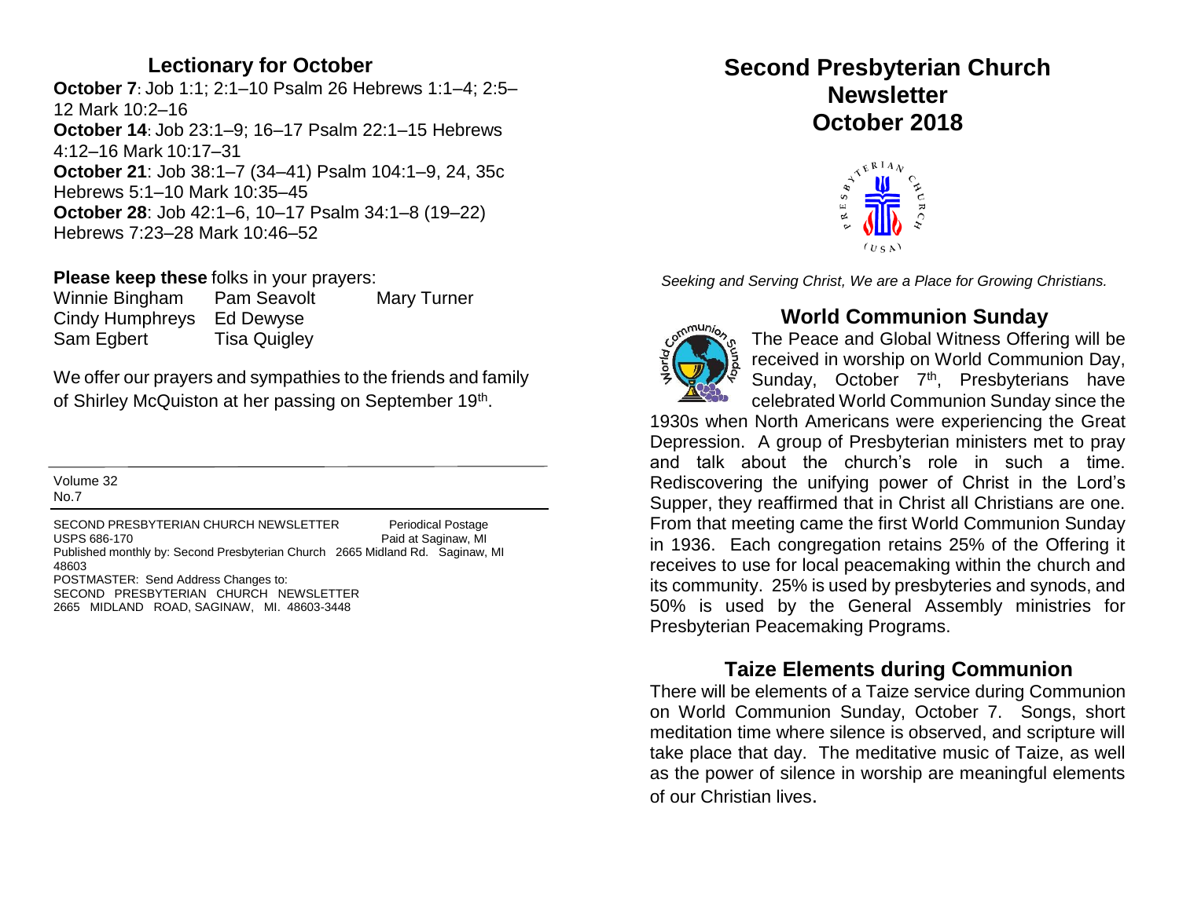## Lectionary for October

**October 7**: Job 1:1; 2:1–10 Psalm 26 Hebrews 1:1–4; 2:5–12 Mark 10:2–16
**October 14**: Job 23:1–9; 16–17 Psalm 22:1–15 Hebrews 4:12–16 Mark 10:17–31
**October 21**: Job 38:1–7 (34–41) Psalm 104:1–9, 24, 35c Hebrews 5:1–10 Mark 10:35–45
**October 28**: Job 42:1–6, 10–17 Psalm 34:1–8 (19–22) Hebrews 7:23–28 Mark 10:46–52

**Please keep these** folks in your prayers:

| | | |
|---|---|---|
| Winnie Bingham | Pam Seavolt | Mary Turner |
| Cindy Humphreys | Ed Dewyse | |
| Sam Egbert | Tisa Quigley | |

We offer our prayers and sympathies to the friends and family of Shirley McQuiston at her passing on September 19th.

---

Volume 32
No.7

SECOND PRESBYTERIAN CHURCH NEWSLETTER — Periodical Postage
USPS 686-170 — Paid at Saginaw, MI
Published monthly by: Second Presbyterian Church 2665 Midland Rd. Saginaw, MI 48603
POSTMASTER: Send Address Changes to:
SECOND PRESBYTERIAN CHURCH NEWSLETTER
2665 MIDLAND ROAD, SAGINAW, MI. 48603-3448

# Second Presbyterian Church Newsletter October 2018

*Seeking and Serving Christ, We are a Place for Growing Christians.*

## World Communion Sunday

The Peace and Global Witness Offering will be received in worship on World Communion Day, Sunday, October 7th, Presbyterians have celebrated World Communion Sunday since the 1930s when North Americans were experiencing the Great Depression. A group of Presbyterian ministers met to pray and talk about the church's role in such a time. Rediscovering the unifying power of Christ in the Lord's Supper, they reaffirmed that in Christ all Christians are one. From that meeting came the first World Communion Sunday in 1936. Each congregation retains 25% of the Offering it receives to use for local peacemaking within the church and its community. 25% is used by presbyteries and synods, and 50% is used by the General Assembly ministries for Presbyterian Peacemaking Programs.

## Taize Elements during Communion

There will be elements of a Taize service during Communion on World Communion Sunday, October 7. Songs, short meditation time where silence is observed, and scripture will take place that day. The meditative music of Taize, as well as the power of silence in worship are meaningful elements of our Christian lives.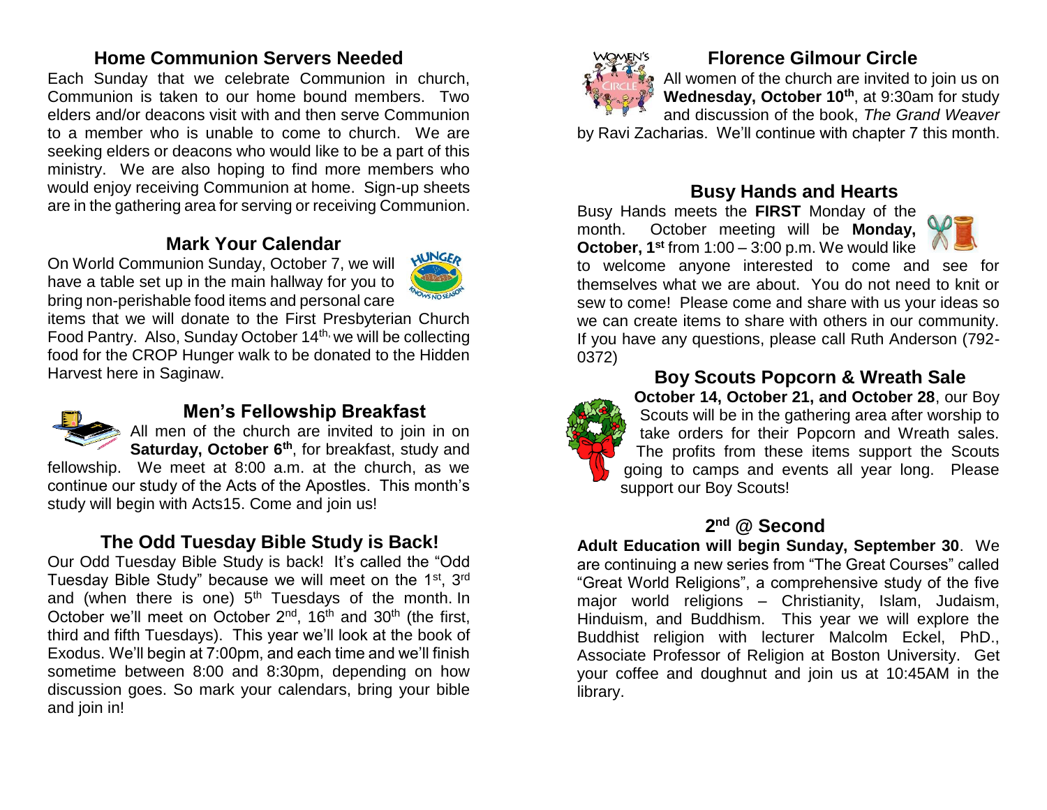## Home Communion Servers Needed

Each Sunday that we celebrate Communion in church, Communion is taken to our home bound members. Two elders and/or deacons visit with and then serve Communion to a member who is unable to come to church. We are seeking elders or deacons who would like to be a part of this ministry. We are also hoping to find more members who would enjoy receiving Communion at home. Sign-up sheets are in the gathering area for serving or receiving Communion.

## Mark Your Calendar

On World Communion Sunday, October 7, we will have a table set up in the main hallway for you to bring non-perishable food items and personal care items that we will donate to the First Presbyterian Church Food Pantry. Also, Sunday October 14th, we will be collecting food for the CROP Hunger walk to be donated to the Hidden Harvest here in Saginaw.

## Men's Fellowship Breakfast

All men of the church are invited to join in on **Saturday, October 6th**, for breakfast, study and fellowship. We meet at 8:00 a.m. at the church, as we continue our study of the Acts of the Apostles. This month's study will begin with Acts15. Come and join us!

## The Odd Tuesday Bible Study is Back!

Our Odd Tuesday Bible Study is back! It's called the "Odd Tuesday Bible Study" because we will meet on the 1st, 3rd and (when there is one) 5th Tuesdays of the month. In October we'll meet on October 2nd, 16th and 30th (the first, third and fifth Tuesdays). This year we'll look at the book of Exodus. We'll begin at 7:00pm, and each time and we'll finish sometime between 8:00 and 8:30pm, depending on how discussion goes. So mark your calendars, bring your bible and join in!

## Florence Gilmour Circle

All women of the church are invited to join us on **Wednesday, October 10th**, at 9:30am for study and discussion of the book, *The Grand Weaver* by Ravi Zacharias. We'll continue with chapter 7 this month.

## Busy Hands and Hearts

Busy Hands meets the **FIRST** Monday of the month. October meeting will be **Monday, October, 1st** from 1:00 – 3:00 p.m. We would like to welcome anyone interested to come and see for themselves what we are about. You do not need to knit or sew to come! Please come and share with us your ideas so we can create items to share with others in our community. If you have any questions, please call Ruth Anderson (792-0372)

## Boy Scouts Popcorn & Wreath Sale

**October 14, October 21, and October 28**, our Boy Scouts will be in the gathering area after worship to take orders for their Popcorn and Wreath sales. The profits from these items support the Scouts going to camps and events all year long. Please support our Boy Scouts!

## 2nd @ Second

**Adult Education will begin Sunday, September 30**. We are continuing a new series from "The Great Courses" called "Great World Religions", a comprehensive study of the five major world religions – Christianity, Islam, Judaism, Hinduism, and Buddhism. This year we will explore the Buddhist religion with lecturer Malcolm Eckel, PhD., Associate Professor of Religion at Boston University. Get your coffee and doughnut and join us at 10:45AM in the library.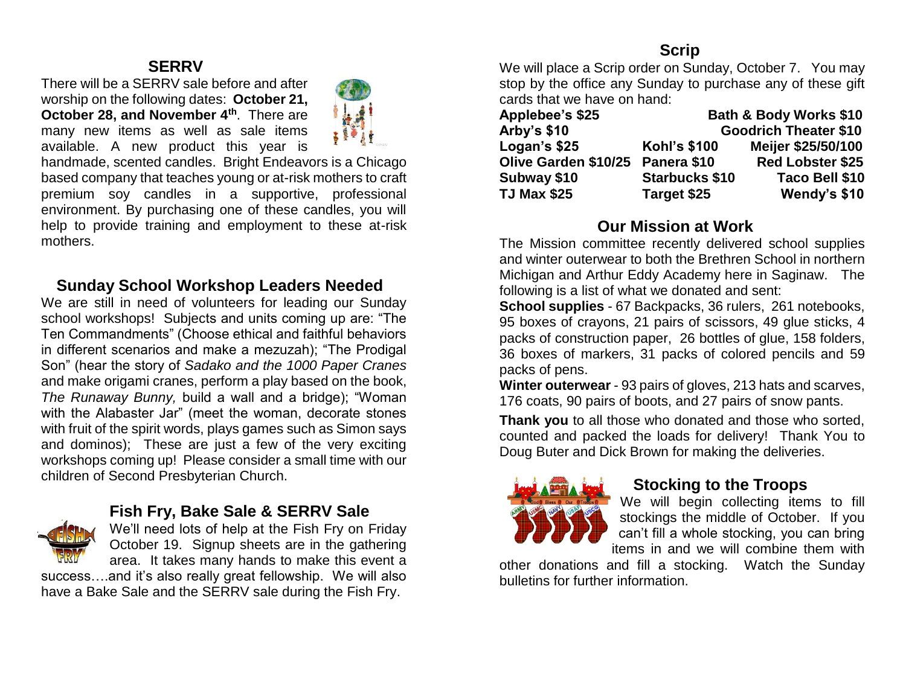## SERRV

There will be a SERRV sale before and after worship on the following dates: **October 21, October 28, and November 4th**. There are many new items as well as sale items available. A new product this year is handmade, scented candles. Bright Endeavors is a Chicago based company that teaches young or at-risk mothers to craft premium soy candles in a supportive, professional environment. By purchasing one of these candles, you will help to provide training and employment to these at-risk mothers.

## Sunday School Workshop Leaders Needed

We are still in need of volunteers for leading our Sunday school workshops! Subjects and units coming up are: "The Ten Commandments" (Choose ethical and faithful behaviors in different scenarios and make a mezuzah); "The Prodigal Son" (hear the story of *Sadako and the 1000 Paper Cranes* and make origami cranes, perform a play based on the book, *The Runaway Bunny,* build a wall and a bridge); "Woman with the Alabaster Jar" (meet the woman, decorate stones with fruit of the spirit words, plays games such as Simon says and dominos); These are just a few of the very exciting workshops coming up! Please consider a small time with our children of Second Presbyterian Church.

## Fish Fry, Bake Sale & SERRV Sale

We'll need lots of help at the Fish Fry on Friday October 19. Signup sheets are in the gathering area. It takes many hands to make this event a success….and it's also really great fellowship. We will also have a Bake Sale and the SERRV sale during the Fish Fry.

## Scrip

We will place a Scrip order on Sunday, October 7. You may stop by the office any Sunday to purchase any of these gift cards that we have on hand:

| | | |
|---|---|---|
| **Applebee's $25** | | **Bath & Body Works $10** |
| **Arby's $10** | | **Goodrich Theater $10** |
| **Logan's $25** | **Kohl's $100** | **Meijer $25/50/100** |
| **Olive Garden $10/25** | **Panera $10** | **Red Lobster $25** |
| **Subway $10** | **Starbucks $10** | **Taco Bell $10** |
| **TJ Max $25** | **Target $25** | **Wendy's $10** |

## Our Mission at Work

The Mission committee recently delivered school supplies and winter outerwear to both the Brethren School in northern Michigan and Arthur Eddy Academy here in Saginaw. The following is a list of what we donated and sent:

**School supplies** - 67 Backpacks, 36 rulers, 261 notebooks, 95 boxes of crayons, 21 pairs of scissors, 49 glue sticks, 4 packs of construction paper, 26 bottles of glue, 158 folders, 36 boxes of markers, 31 packs of colored pencils and 59 packs of pens.

**Winter outerwear** - 93 pairs of gloves, 213 hats and scarves, 176 coats, 90 pairs of boots, and 27 pairs of snow pants.

**Thank you** to all those who donated and those who sorted, counted and packed the loads for delivery! Thank You to Doug Buter and Dick Brown for making the deliveries.

## Stocking to the Troops

We will begin collecting items to fill stockings the middle of October. If you can't fill a whole stocking, you can bring items in and we will combine them with other donations and fill a stocking. Watch the Sunday bulletins for further information.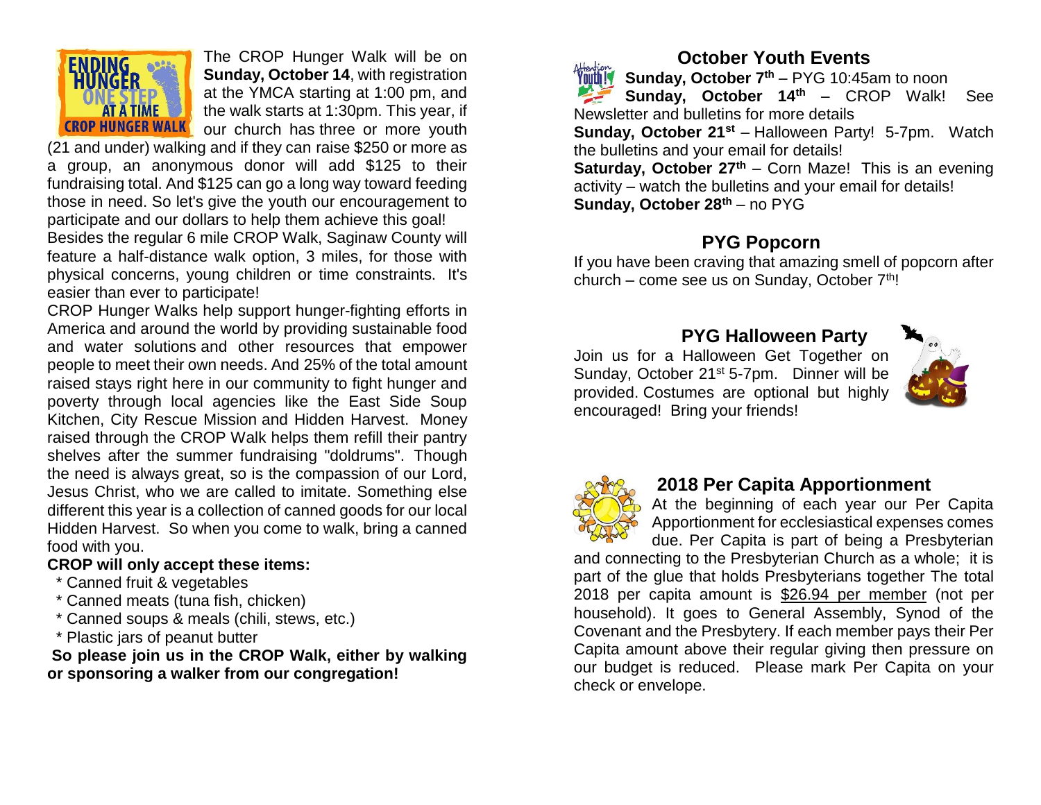The CROP Hunger Walk will be on **Sunday, October 14**, with registration at the YMCA starting at 1:00 pm, and the walk starts at 1:30pm. This year, if our church has three or more youth (21 and under) walking and if they can raise $250 or more as a group, an anonymous donor will add $125 to their fundraising total. And $125 can go a long way toward feeding those in need. So let's give the youth our encouragement to participate and our dollars to help them achieve this goal!

Besides the regular 6 mile CROP Walk, Saginaw County will feature a half-distance walk option, 3 miles, for those with physical concerns, young children or time constraints. It's easier than ever to participate!

CROP Hunger Walks help support hunger-fighting efforts in America and around the world by providing sustainable food and water solutions and other resources that empower people to meet their own needs. And 25% of the total amount raised stays right here in our community to fight hunger and poverty through local agencies like the East Side Soup Kitchen, City Rescue Mission and Hidden Harvest. Money raised through the CROP Walk helps them refill their pantry shelves after the summer fundraising "doldrums". Though the need is always great, so is the compassion of our Lord, Jesus Christ, who we are called to imitate. Something else different this year is a collection of canned goods for our local Hidden Harvest. So when you come to walk, bring a canned food with you.

**CROP will only accept these items:**

* Canned fruit & vegetables
* Canned meats (tuna fish, chicken)
* Canned soups & meals (chili, stews, etc.)
* Plastic jars of peanut butter

**So please join us in the CROP Walk, either by walking or sponsoring a walker from our congregation!**

## October Youth Events

**Sunday, October 7th** – PYG 10:45am to noon
**Sunday, October 14th** – CROP Walk! See Newsletter and bulletins for more details
**Sunday, October 21st** – Halloween Party! 5-7pm. Watch the bulletins and your email for details!
**Saturday, October 27th** – Corn Maze! This is an evening activity – watch the bulletins and your email for details!
**Sunday, October 28th** – no PYG

## PYG Popcorn

If you have been craving that amazing smell of popcorn after church – come see us on Sunday, October 7th!

## PYG Halloween Party

Join us for a Halloween Get Together on Sunday, October 21st 5-7pm. Dinner will be provided. Costumes are optional but highly encouraged! Bring your friends!

## 2018 Per Capita Apportionment

At the beginning of each year our Per Capita Apportionment for ecclesiastical expenses comes due. Per Capita is part of being a Presbyterian and connecting to the Presbyterian Church as a whole; it is part of the glue that holds Presbyterians together The total 2018 per capita amount is <u>$26.94 per member</u> (not per household). It goes to General Assembly, Synod of the Covenant and the Presbytery. If each member pays their Per Capita amount above their regular giving then pressure on our budget is reduced. Please mark Per Capita on your check or envelope.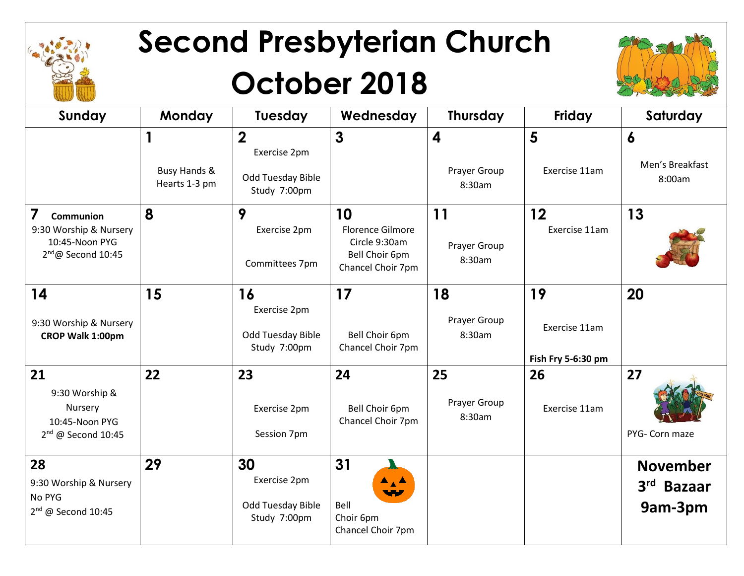# Second Presbyterian Church
# October 2018

| Sunday | Monday | Tuesday | Wednesday | Thursday | Friday | Saturday |
|---|---|---|---|---|---|---|
| | **1** Busy Hands & Hearts 1-3 pm | **2** Exercise 2pm<br>Odd Tuesday Bible Study 7:00pm | **3** | **4** Prayer Group 8:30am | **5** Exercise 11am | **6** Men's Breakfast 8:00am |
| **7** **Communion**<br>9:30 Worship & Nursery<br>10:45-Noon PYG<br>2nd @ Second 10:45 | **8** | **9** Exercise 2pm<br>Committees 7pm | **10** Florence Gilmore Circle 9:30am<br>Bell Choir 6pm<br>Chancel Choir 7pm | **11** Prayer Group 8:30am | **12** Exercise 11am | **13** |
| **14** 9:30 Worship & Nursery<br>**CROP Walk 1:00pm** | **15** | **16** Exercise 2pm<br>Odd Tuesday Bible Study 7:00pm | **17** Bell Choir 6pm<br>Chancel Choir 7pm | **18** Prayer Group 8:30am | **19** Exercise 11am<br>**Fish Fry 5-6:30 pm** | **20** |
| **21** 9:30 Worship & Nursery<br>10:45-Noon PYG<br>2nd @ Second 10:45 | **22** | **23** Exercise 2pm<br>Session 7pm | **24** Bell Choir 6pm<br>Chancel Choir 7pm | **25** Prayer Group 8:30am | **26** Exercise 11am | **27** PYG- Corn maze |
| **28** 9:30 Worship & Nursery<br>No PYG<br>2nd @ Second 10:45 | **29** | **30** Exercise 2pm<br>Odd Tuesday Bible Study 7:00pm | **31** Bell Choir 6pm<br>Chancel Choir 7pm | | | **November 3rd Bazaar 9am-3pm** |